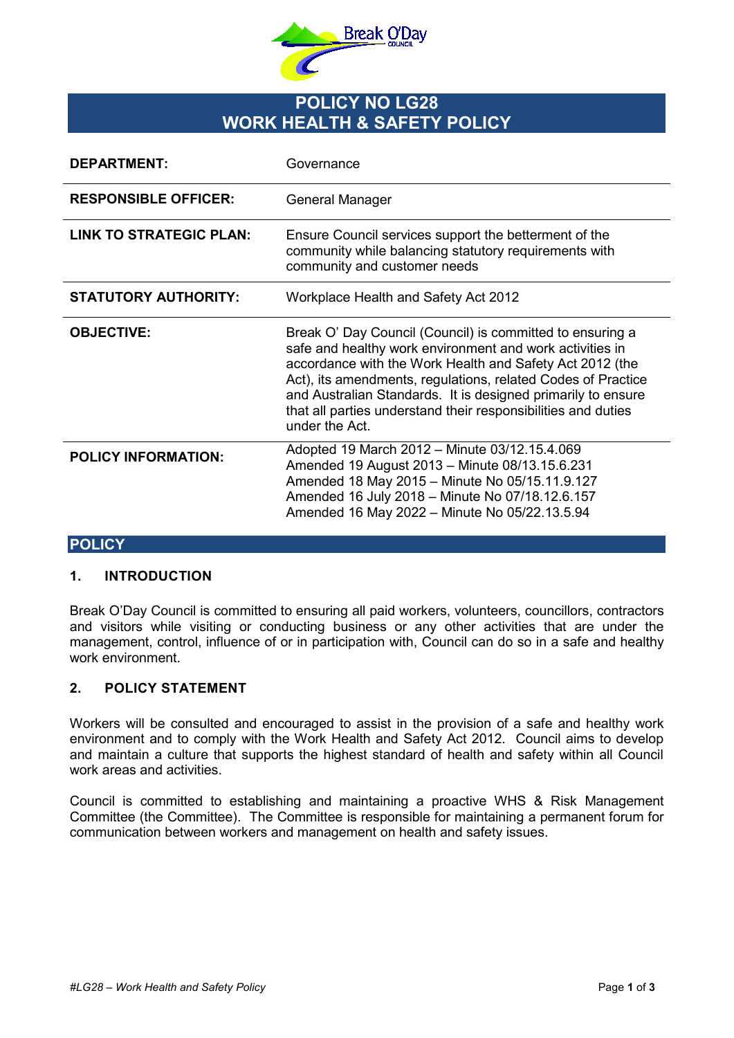# POLICY NO LG28
# WORK HEALTH & SAFETY POLICY

| | |
|---|---|
| **DEPARTMENT:** | Governance |
| **RESPONSIBLE OFFICER:** | General Manager |
| **LINK TO STRATEGIC PLAN:** | Ensure Council services support the betterment of the community while balancing statutory requirements with community and customer needs |
| **STATUTORY AUTHORITY:** | Workplace Health and Safety Act 2012 |
| **OBJECTIVE:** | Break O' Day Council (Council) is committed to ensuring a safe and healthy work environment and work activities in accordance with the Work Health and Safety Act 2012 (the Act), its amendments, regulations, related Codes of Practice and Australian Standards. It is designed primarily to ensure that all parties understand their responsibilities and duties under the Act. |
| **POLICY INFORMATION:** | Adopted 19 March 2012 – Minute 03/12.15.4.069<br>Amended 19 August 2013 – Minute 08/13.15.6.231<br>Amended 18 May 2015 – Minute No 05/15.11.9.127<br>Amended 16 July 2018 – Minute No 07/18.12.6.157<br>Amended 16 May 2022 – Minute No 05/22.13.5.94 |

## POLICY

### 1. INTRODUCTION

Break O'Day Council is committed to ensuring all paid workers, volunteers, councillors, contractors and visitors while visiting or conducting business or any other activities that are under the management, control, influence of or in participation with, Council can do so in a safe and healthy work environment.

### 2. POLICY STATEMENT

Workers will be consulted and encouraged to assist in the provision of a safe and healthy work environment and to comply with the Work Health and Safety Act 2012. Council aims to develop and maintain a culture that supports the highest standard of health and safety within all Council work areas and activities.

Council is committed to establishing and maintaining a proactive WHS & Risk Management Committee (the Committee). The Committee is responsible for maintaining a permanent forum for communication between workers and management on health and safety issues.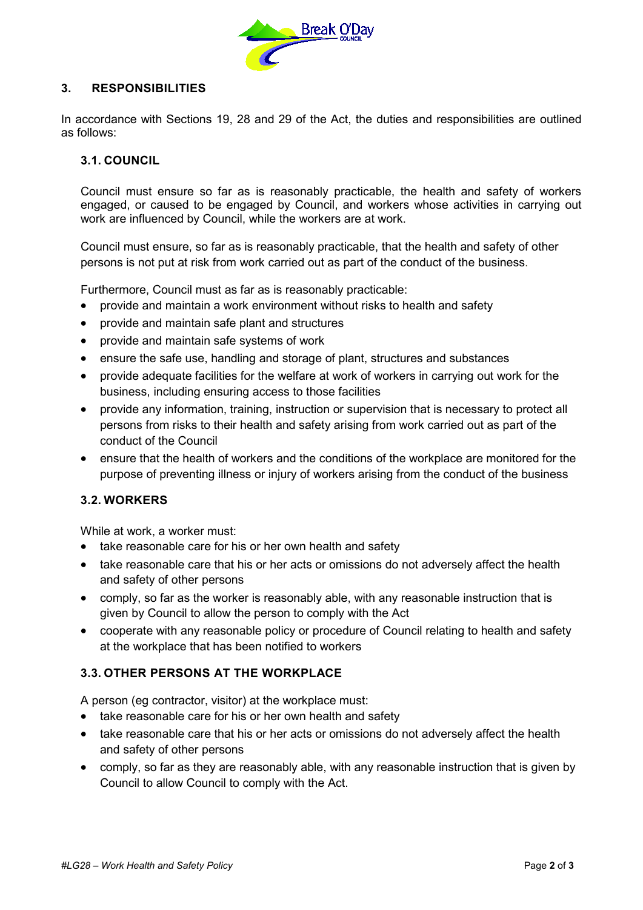## 3. RESPONSIBILITIES

In accordance with Sections 19, 28 and 29 of the Act, the duties and responsibilities are outlined as follows:

### 3.1. COUNCIL

Council must ensure so far as is reasonably practicable, the health and safety of workers engaged, or caused to be engaged by Council, and workers whose activities in carrying out work are influenced by Council, while the workers are at work.

Council must ensure, so far as is reasonably practicable, that the health and safety of other persons is not put at risk from work carried out as part of the conduct of the business.

Furthermore, Council must as far as is reasonably practicable:

- provide and maintain a work environment without risks to health and safety
- provide and maintain safe plant and structures
- provide and maintain safe systems of work
- ensure the safe use, handling and storage of plant, structures and substances
- provide adequate facilities for the welfare at work of workers in carrying out work for the business, including ensuring access to those facilities
- provide any information, training, instruction or supervision that is necessary to protect all persons from risks to their health and safety arising from work carried out as part of the conduct of the Council
- ensure that the health of workers and the conditions of the workplace are monitored for the purpose of preventing illness or injury of workers arising from the conduct of the business

### 3.2. WORKERS

While at work, a worker must:

- take reasonable care for his or her own health and safety
- take reasonable care that his or her acts or omissions do not adversely affect the health and safety of other persons
- comply, so far as the worker is reasonably able, with any reasonable instruction that is given by Council to allow the person to comply with the Act
- cooperate with any reasonable policy or procedure of Council relating to health and safety at the workplace that has been notified to workers

### 3.3. OTHER PERSONS AT THE WORKPLACE

A person (eg contractor, visitor) at the workplace must:

- take reasonable care for his or her own health and safety
- take reasonable care that his or her acts or omissions do not adversely affect the health and safety of other persons
- comply, so far as they are reasonably able, with any reasonable instruction that is given by Council to allow Council to comply with the Act.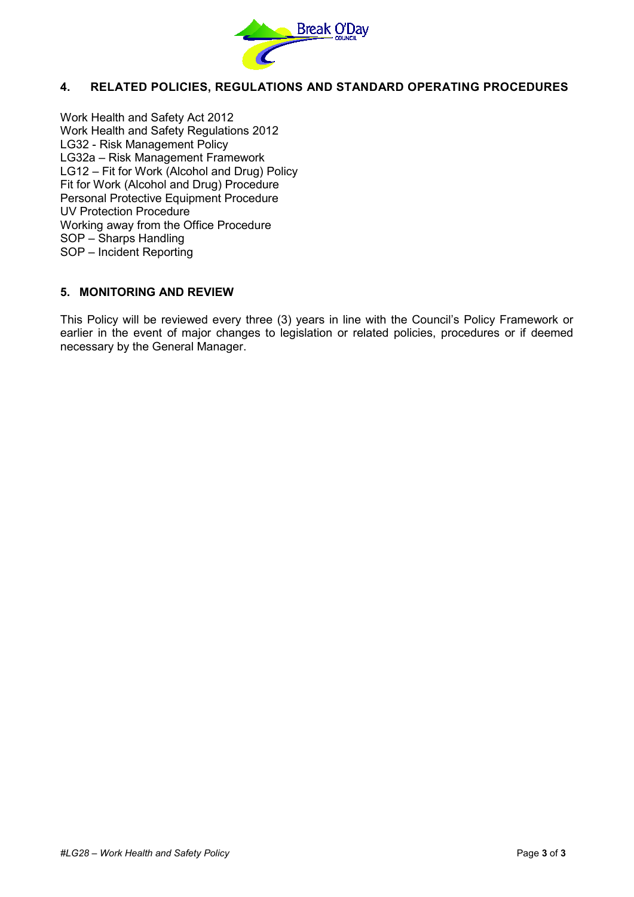## 4. RELATED POLICIES, REGULATIONS AND STANDARD OPERATING PROCEDURES

Work Health and Safety Act 2012
Work Health and Safety Regulations 2012
LG32 - Risk Management Policy
LG32a – Risk Management Framework
LG12 – Fit for Work (Alcohol and Drug) Policy
Fit for Work (Alcohol and Drug) Procedure
Personal Protective Equipment Procedure
UV Protection Procedure
Working away from the Office Procedure
SOP – Sharps Handling
SOP – Incident Reporting

## 5. MONITORING AND REVIEW

This Policy will be reviewed every three (3) years in line with the Council's Policy Framework or earlier in the event of major changes to legislation or related policies, procedures or if deemed necessary by the General Manager.